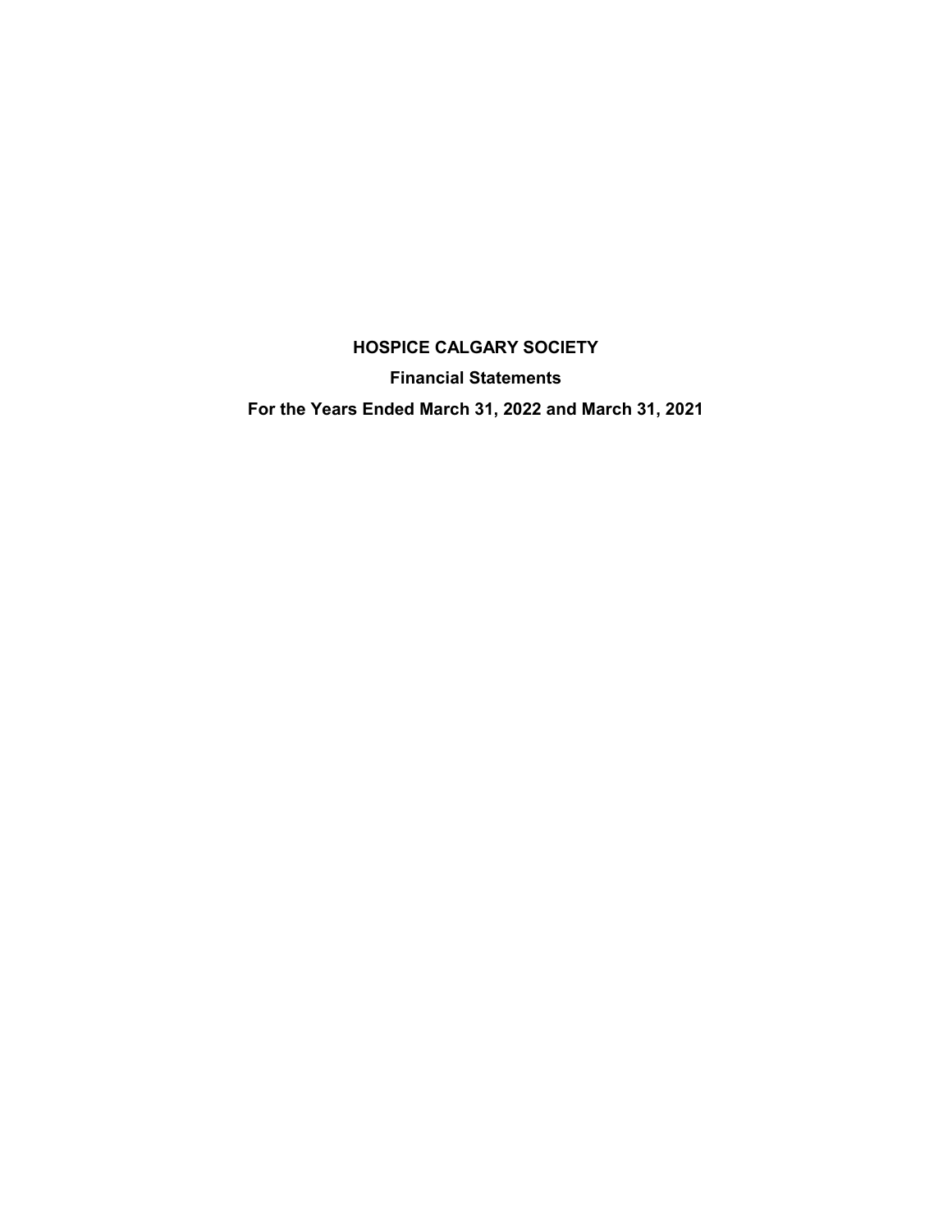# HOSPICE CALGARY SOCIETY

## Financial Statements

## For the Years Ended March 31, 2022 and March 31, 2021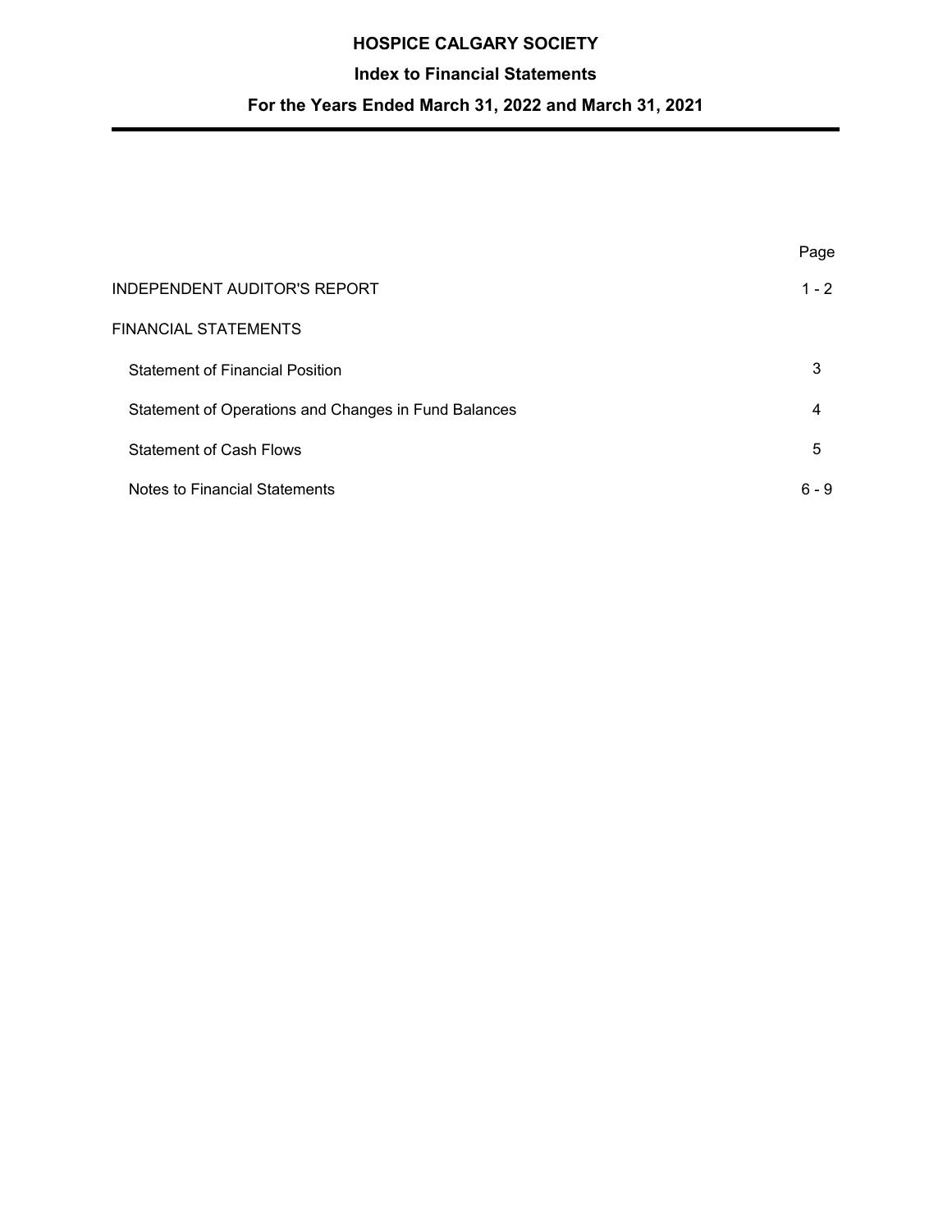# HOSPICE CALGARY SOCIETY

## Index to Financial Statements

## For the Years Ended March 31, 2022 and March 31, 2021

| | Page |
|---|---|
| INDEPENDENT AUDITOR'S REPORT | 1 - 2 |
| FINANCIAL STATEMENTS | |
| Statement of Financial Position | 3 |
| Statement of Operations and Changes in Fund Balances | 4 |
| Statement of Cash Flows | 5 |
| Notes to Financial Statements | 6 - 9 |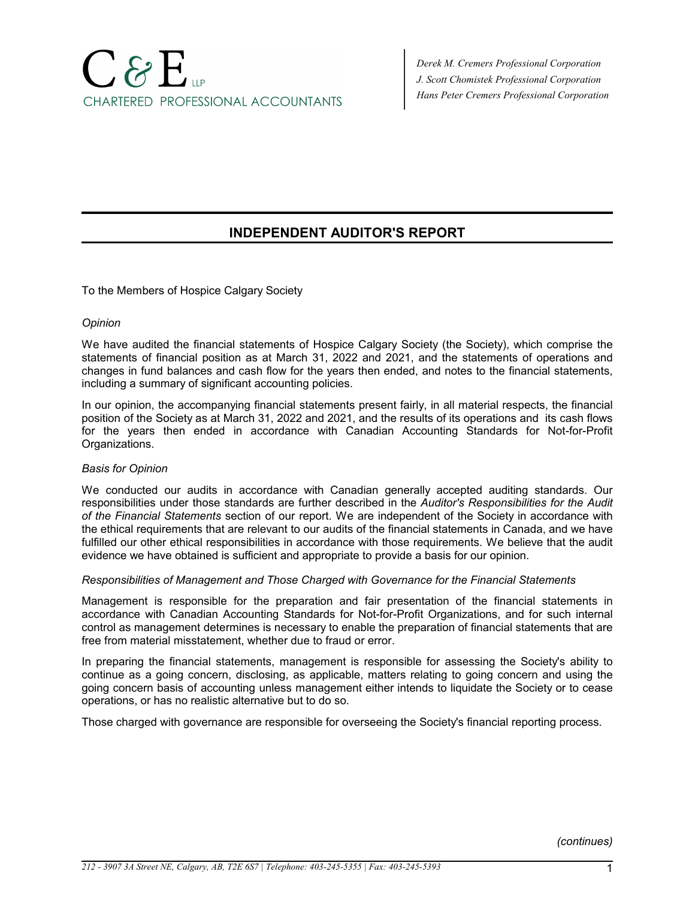C & E LLP
CHARTERED PROFESSIONAL ACCOUNTANTS

*Derek M. Cremers Professional Corporation*
*J. Scott Chomistek Professional Corporation*
*Hans Peter Cremers Professional Corporation*

## INDEPENDENT AUDITOR'S REPORT

To the Members of Hospice Calgary Society

*Opinion*

We have audited the financial statements of Hospice Calgary Society (the Society), which comprise the statements of financial position as at March 31, 2022 and 2021, and the statements of operations and changes in fund balances and cash flow for the years then ended, and notes to the financial statements, including a summary of significant accounting policies.

In our opinion, the accompanying financial statements present fairly, in all material respects, the financial position of the Society as at March 31, 2022 and 2021, and the results of its operations and its cash flows for the years then ended in accordance with Canadian Accounting Standards for Not-for-Profit Organizations.

*Basis for Opinion*

We conducted our audits in accordance with Canadian generally accepted auditing standards. Our responsibilities under those standards are further described in the *Auditor's Responsibilities for the Audit of the Financial Statements* section of our report. We are independent of the Society in accordance with the ethical requirements that are relevant to our audits of the financial statements in Canada, and we have fulfilled our other ethical responsibilities in accordance with those requirements. We believe that the audit evidence we have obtained is sufficient and appropriate to provide a basis for our opinion.

*Responsibilities of Management and Those Charged with Governance for the Financial Statements*

Management is responsible for the preparation and fair presentation of the financial statements in accordance with Canadian Accounting Standards for Not-for-Profit Organizations, and for such internal control as management determines is necessary to enable the preparation of financial statements that are free from material misstatement, whether due to fraud or error.

In preparing the financial statements, management is responsible for assessing the Society's ability to continue as a going concern, disclosing, as applicable, matters relating to going concern and using the going concern basis of accounting unless management either intends to liquidate the Society or to cease operations, or has no realistic alternative but to do so.

Those charged with governance are responsible for overseeing the Society's financial reporting process.

*(continues)*

212 - 3907 3A Street NE, Calgary, AB, T2E 6S7 | Telephone: 403-245-5355 | Fax: 403-245-5393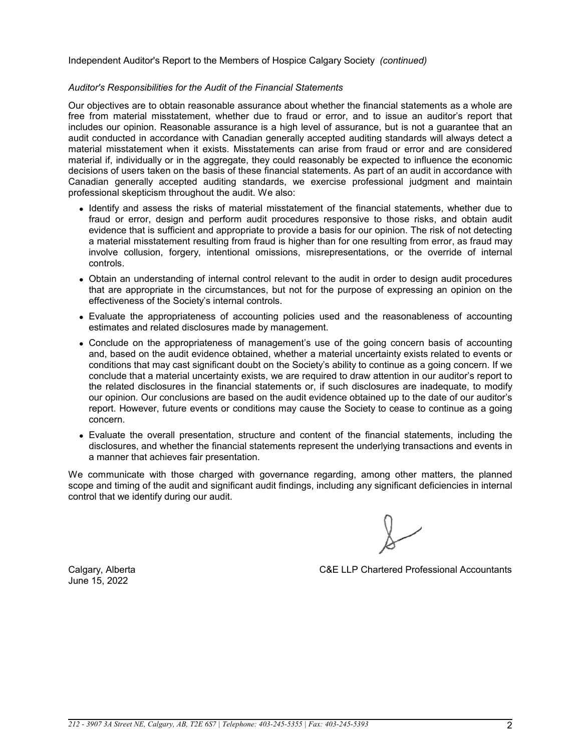Independent Auditor's Report to the Members of Hospice Calgary Society *(continued)*

*Auditor's Responsibilities for the Audit of the Financial Statements*

Our objectives are to obtain reasonable assurance about whether the financial statements as a whole are free from material misstatement, whether due to fraud or error, and to issue an auditor's report that includes our opinion. Reasonable assurance is a high level of assurance, but is not a guarantee that an audit conducted in accordance with Canadian generally accepted auditing standards will always detect a material misstatement when it exists. Misstatements can arise from fraud or error and are considered material if, individually or in the aggregate, they could reasonably be expected to influence the economic decisions of users taken on the basis of these financial statements. As part of an audit in accordance with Canadian generally accepted auditing standards, we exercise professional judgment and maintain professional skepticism throughout the audit. We also:

- Identify and assess the risks of material misstatement of the financial statements, whether due to fraud or error, design and perform audit procedures responsive to those risks, and obtain audit evidence that is sufficient and appropriate to provide a basis for our opinion. The risk of not detecting a material misstatement resulting from fraud is higher than for one resulting from error, as fraud may involve collusion, forgery, intentional omissions, misrepresentations, or the override of internal controls.
- Obtain an understanding of internal control relevant to the audit in order to design audit procedures that are appropriate in the circumstances, but not for the purpose of expressing an opinion on the effectiveness of the Society's internal controls.
- Evaluate the appropriateness of accounting policies used and the reasonableness of accounting estimates and related disclosures made by management.
- Conclude on the appropriateness of management's use of the going concern basis of accounting and, based on the audit evidence obtained, whether a material uncertainty exists related to events or conditions that may cast significant doubt on the Society's ability to continue as a going concern. If we conclude that a material uncertainty exists, we are required to draw attention in our auditor's report to the related disclosures in the financial statements or, if such disclosures are inadequate, to modify our opinion. Our conclusions are based on the audit evidence obtained up to the date of our auditor's report. However, future events or conditions may cause the Society to cease to continue as a going concern.
- Evaluate the overall presentation, structure and content of the financial statements, including the disclosures, and whether the financial statements represent the underlying transactions and events in a manner that achieves fair presentation.

We communicate with those charged with governance regarding, among other matters, the planned scope and timing of the audit and significant audit findings, including any significant deficiencies in internal control that we identify during our audit.

Calgary, Alberta
June 15, 2022

C&E LLP Chartered Professional Accountants

*212 - 3907 3A Street NE, Calgary, AB, T2E 6S7 | Telephone: 403-245-5355 | Fax: 403-245-5393*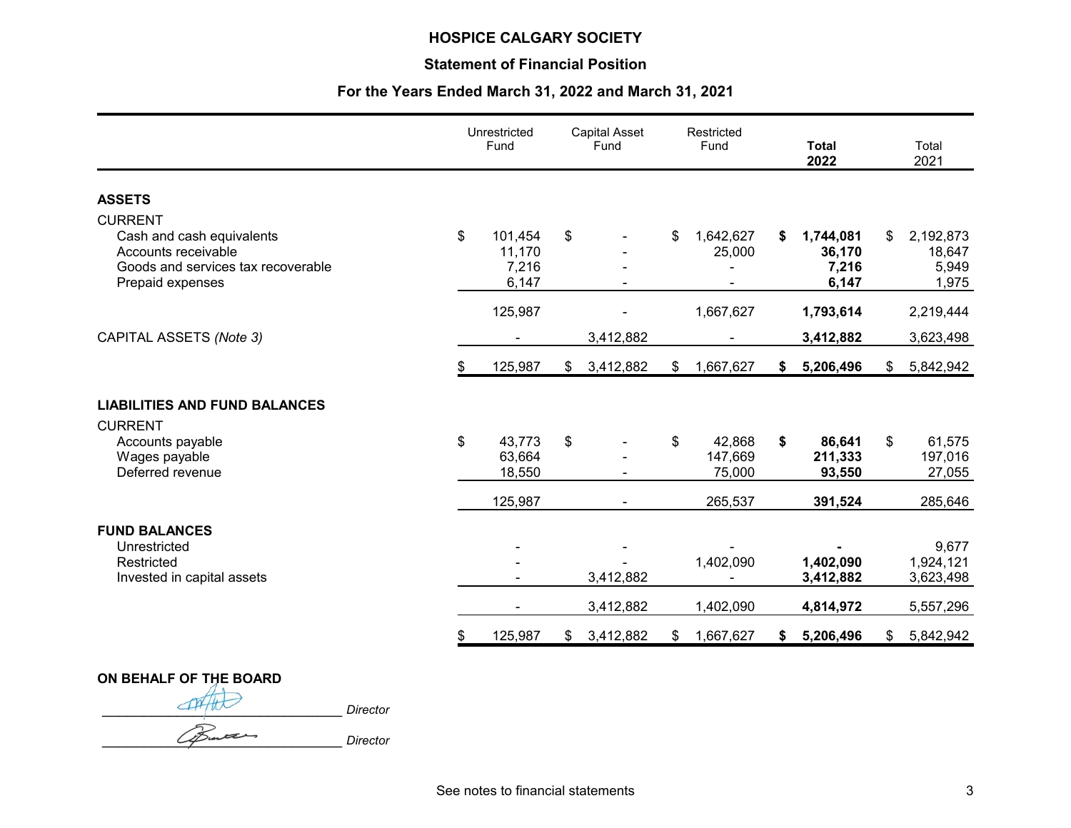# HOSPICE CALGARY SOCIETY

## Statement of Financial Position

### For the Years Ended March 31, 2022 and March 31, 2021

| | Unrestricted Fund | Capital Asset Fund | Restricted Fund | **Total 2022** | Total 2021 |
|---|---|---|---|---|---|
| **ASSETS** | | | | | |
| CURRENT | | | | | |
| Cash and cash equivalents | $ 101,454 | $ - | $ 1,642,627 | **$ 1,744,081** | $ 2,192,873 |
| Accounts receivable | 11,170 | - | 25,000 | **36,170** | 18,647 |
| Goods and services tax recoverable | 7,216 | - | - | **7,216** | 5,949 |
| Prepaid expenses | 6,147 | - | - | **6,147** | 1,975 |
| | 125,987 | - | 1,667,627 | **1,793,614** | 2,219,444 |
| CAPITAL ASSETS *(Note 3)* | - | 3,412,882 | - | **3,412,882** | 3,623,498 |
| | $ 125,987 | $ 3,412,882 | $ 1,667,627 | **$ 5,206,496** | $ 5,842,942 |
| **LIABILITIES AND FUND BALANCES** | | | | | |
| CURRENT | | | | | |
| Accounts payable | $ 43,773 | $ - | $ 42,868 | **$ 86,641** | $ 61,575 |
| Wages payable | 63,664 | - | 147,669 | **211,333** | 197,016 |
| Deferred revenue | 18,550 | - | 75,000 | **93,550** | 27,055 |
| | 125,987 | - | 265,537 | **391,524** | 285,646 |
| **FUND BALANCES** | | | | | |
| Unrestricted | - | - | - | **-** | 9,677 |
| Restricted | - | - | 1,402,090 | **1,402,090** | 1,924,121 |
| Invested in capital assets | - | 3,412,882 | - | **3,412,882** | 3,623,498 |
| | - | 3,412,882 | 1,402,090 | **4,814,972** | 5,557,296 |
| | $ 125,987 | $ 3,412,882 | $ 1,667,627 | **$ 5,206,496** | $ 5,842,942 |

**ON BEHALF OF THE BOARD**

_______________________________ *Director*

_______________________________ *Director*

See notes to financial statements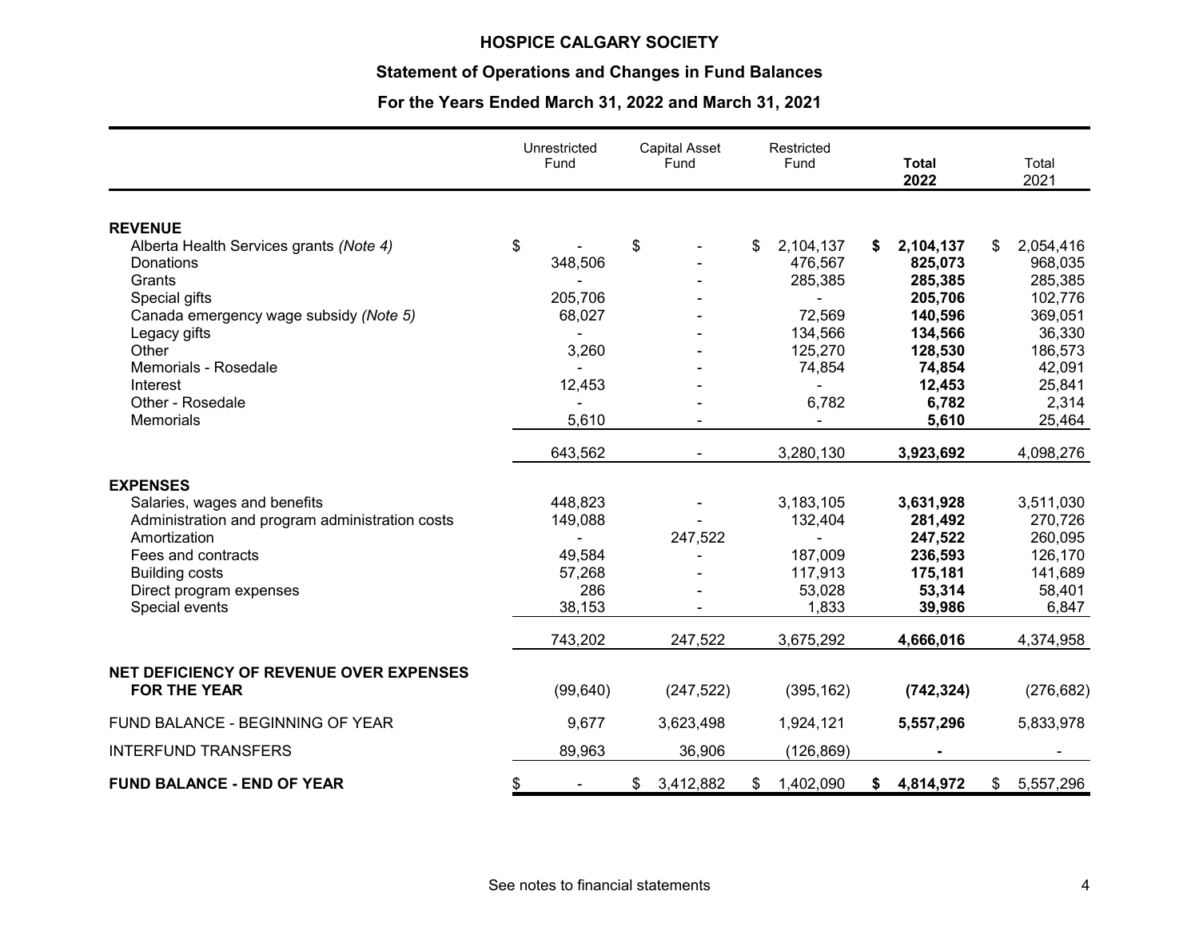# HOSPICE CALGARY SOCIETY

## Statement of Operations and Changes in Fund Balances

### For the Years Ended March 31, 2022 and March 31, 2021

| | Unrestricted Fund | Capital Asset Fund | Restricted Fund | **Total 2022** | Total 2021 |
|---|---|---|---|---|---|
| **REVENUE** | | | | | |
| Alberta Health Services grants *(Note 4)* | $ - | $ - | $ 2,104,137 | **$ 2,104,137** | $ 2,054,416 |
| Donations | 348,506 | - | 476,567 | **825,073** | 968,035 |
| Grants | - | - | 285,385 | **285,385** | 285,385 |
| Special gifts | 205,706 | - | - | **205,706** | 102,776 |
| Canada emergency wage subsidy *(Note 5)* | 68,027 | - | 72,569 | **140,596** | 369,051 |
| Legacy gifts | - | - | 134,566 | **134,566** | 36,330 |
| Other | 3,260 | - | 125,270 | **128,530** | 186,573 |
| Memorials - Rosedale | - | - | 74,854 | **74,854** | 42,091 |
| Interest | 12,453 | - | - | **12,453** | 25,841 |
| Other - Rosedale | - | - | 6,782 | **6,782** | 2,314 |
| Memorials | 5,610 | - | - | **5,610** | 25,464 |
| | 643,562 | - | 3,280,130 | **3,923,692** | 4,098,276 |
| **EXPENSES** | | | | | |
| Salaries, wages and benefits | 448,823 | - | 3,183,105 | **3,631,928** | 3,511,030 |
| Administration and program administration costs | 149,088 | - | 132,404 | **281,492** | 270,726 |
| Amortization | - | 247,522 | - | **247,522** | 260,095 |
| Fees and contracts | 49,584 | - | 187,009 | **236,593** | 126,170 |
| Building costs | 57,268 | - | 117,913 | **175,181** | 141,689 |
| Direct program expenses | 286 | - | 53,028 | **53,314** | 58,401 |
| Special events | 38,153 | - | 1,833 | **39,986** | 6,847 |
| | 743,202 | 247,522 | 3,675,292 | **4,666,016** | 4,374,958 |
| **NET DEFICIENCY OF REVENUE OVER EXPENSES FOR THE YEAR** | (99,640) | (247,522) | (395,162) | **(742,324)** | (276,682) |
| FUND BALANCE - BEGINNING OF YEAR | 9,677 | 3,623,498 | 1,924,121 | **5,557,296** | 5,833,978 |
| INTERFUND TRANSFERS | 89,963 | 36,906 | (126,869) | **-** | - |
| **FUND BALANCE - END OF YEAR** | $ - | $ 3,412,882 | $ 1,402,090 | **$ 4,814,972** | $ 5,557,296 |

See notes to financial statements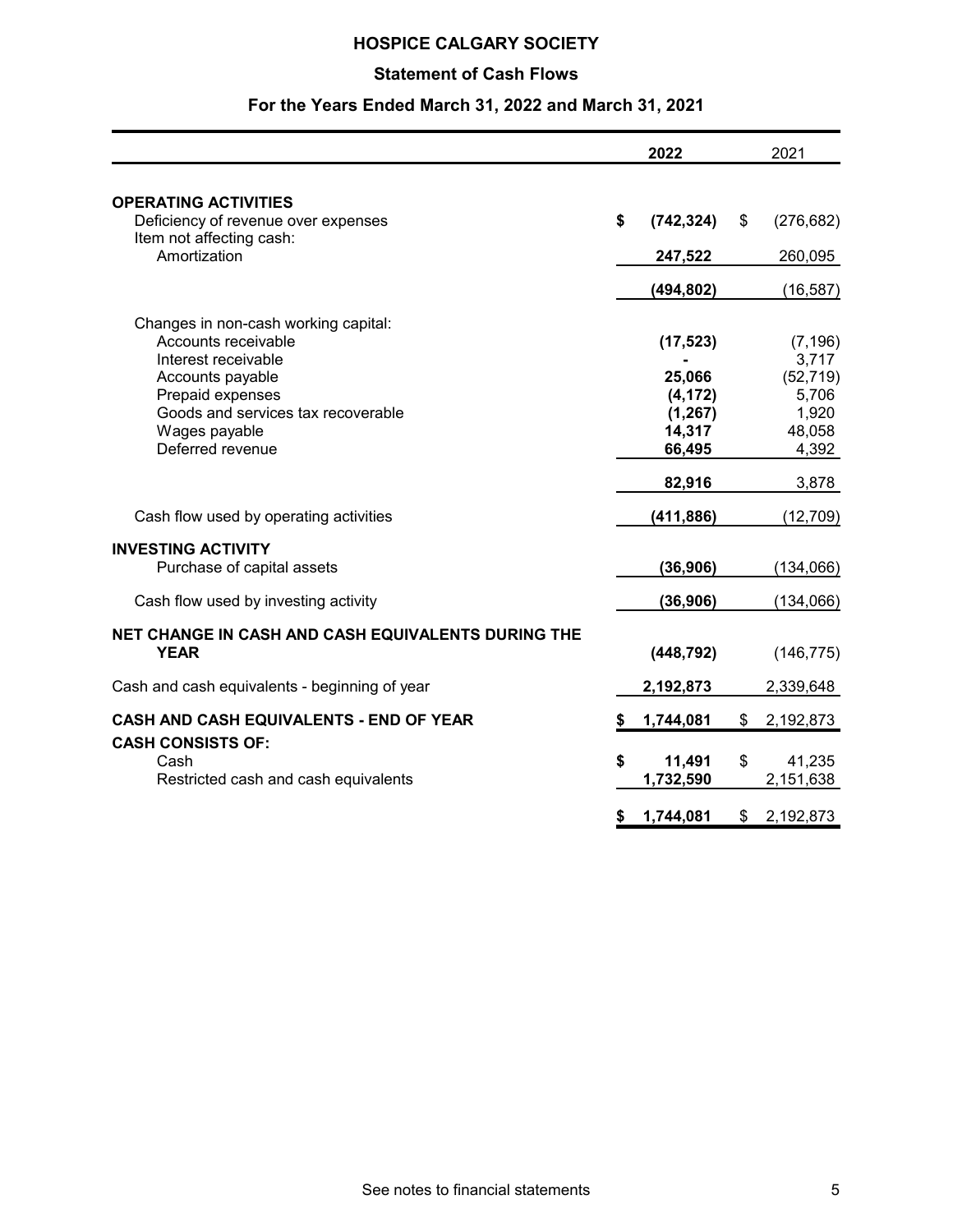# HOSPICE CALGARY SOCIETY

## Statement of Cash Flows

### For the Years Ended March 31, 2022 and March 31, 2021

| | 2022 | 2021 |
|---|---|---|
| **OPERATING ACTIVITIES** | | |
| Deficiency of revenue over expenses | **$ (742,324)** | $ (276,682) |
| Item not affecting cash: | | |
| Amortization | **247,522** | 260,095 |
| | **(494,802)** | (16,587) |
| Changes in non-cash working capital: | | |
| Accounts receivable | **(17,523)** | (7,196) |
| Interest receivable | **-** | 3,717 |
| Accounts payable | **25,066** | (52,719) |
| Prepaid expenses | **(4,172)** | 5,706 |
| Goods and services tax recoverable | **(1,267)** | 1,920 |
| Wages payable | **14,317** | 48,058 |
| Deferred revenue | **66,495** | 4,392 |
| | **82,916** | 3,878 |
| Cash flow used by operating activities | **(411,886)** | (12,709) |
| **INVESTING ACTIVITY** | | |
| Purchase of capital assets | **(36,906)** | (134,066) |
| Cash flow used by investing activity | **(36,906)** | (134,066) |
| **NET CHANGE IN CASH AND CASH EQUIVALENTS DURING THE YEAR** | **(448,792)** | (146,775) |
| Cash and cash equivalents - beginning of year | **2,192,873** | 2,339,648 |
| **CASH AND CASH EQUIVALENTS - END OF YEAR** | **$ 1,744,081** | $ 2,192,873 |
| **CASH CONSISTS OF:** | | |
| Cash | **$ 11,491** | $ 41,235 |
| Restricted cash and cash equivalents | **1,732,590** | 2,151,638 |
| | **$ 1,744,081** | $ 2,192,873 |

See notes to financial statements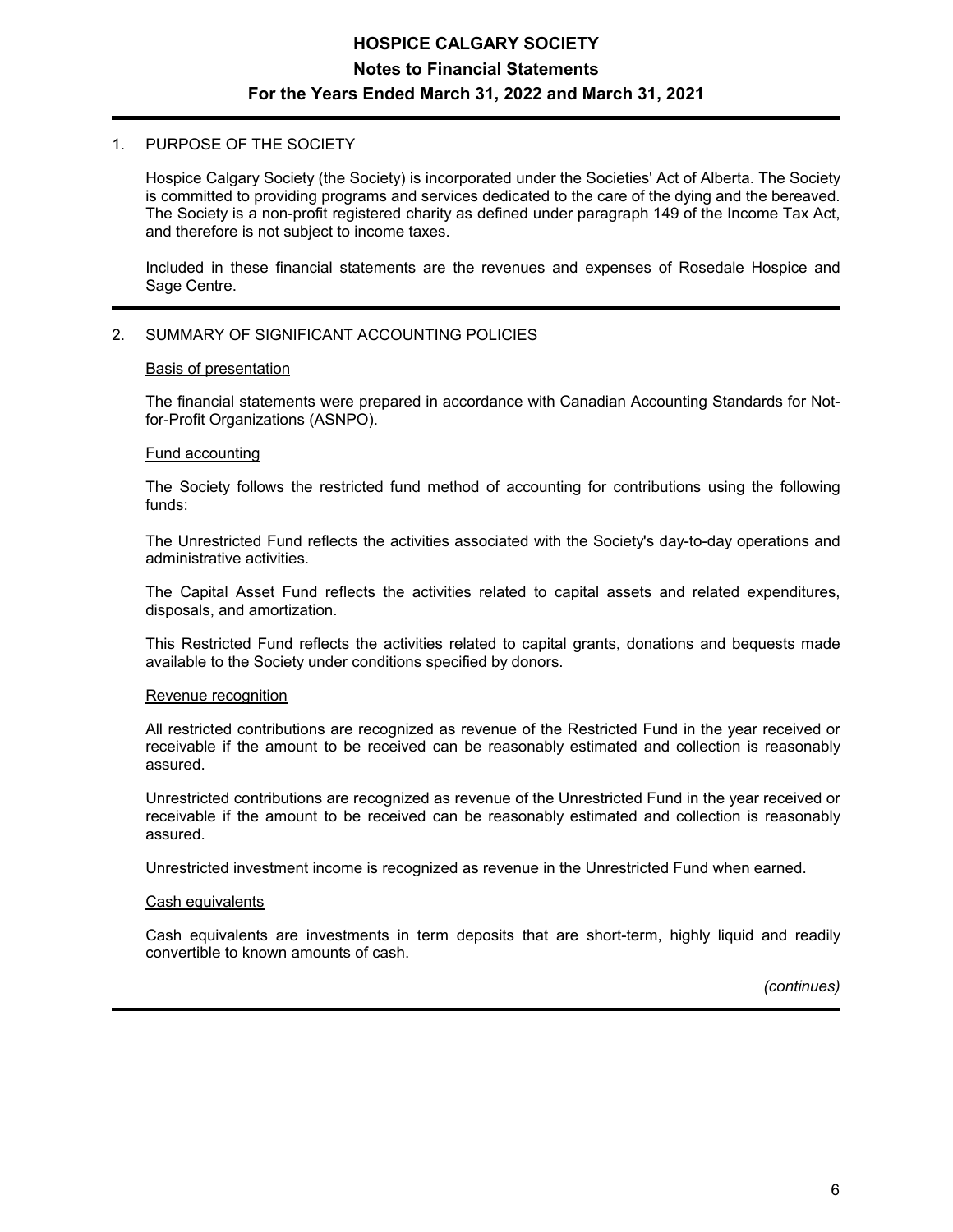# HOSPICE CALGARY SOCIETY

## Notes to Financial Statements

## For the Years Ended March 31, 2022 and March 31, 2021

### 1. PURPOSE OF THE SOCIETY

Hospice Calgary Society (the Society) is incorporated under the Societies' Act of Alberta. The Society is committed to providing programs and services dedicated to the care of the dying and the bereaved. The Society is a non-profit registered charity as defined under paragraph 149 of the Income Tax Act, and therefore is not subject to income taxes.

Included in these financial statements are the revenues and expenses of Rosedale Hospice and Sage Centre.

### 2. SUMMARY OF SIGNIFICANT ACCOUNTING POLICIES

Basis of presentation

The financial statements were prepared in accordance with Canadian Accounting Standards for Not-for-Profit Organizations (ASNPO).

Fund accounting

The Society follows the restricted fund method of accounting for contributions using the following funds:

The Unrestricted Fund reflects the activities associated with the Society's day-to-day operations and administrative activities.

The Capital Asset Fund reflects the activities related to capital assets and related expenditures, disposals, and amortization.

This Restricted Fund reflects the activities related to capital grants, donations and bequests made available to the Society under conditions specified by donors.

Revenue recognition

All restricted contributions are recognized as revenue of the Restricted Fund in the year received or receivable if the amount to be received can be reasonably estimated and collection is reasonably assured.

Unrestricted contributions are recognized as revenue of the Unrestricted Fund in the year received or receivable if the amount to be received can be reasonably estimated and collection is reasonably assured.

Unrestricted investment income is recognized as revenue in the Unrestricted Fund when earned.

Cash equivalents

Cash equivalents are investments in term deposits that are short-term, highly liquid and readily convertible to known amounts of cash.

*(continues)*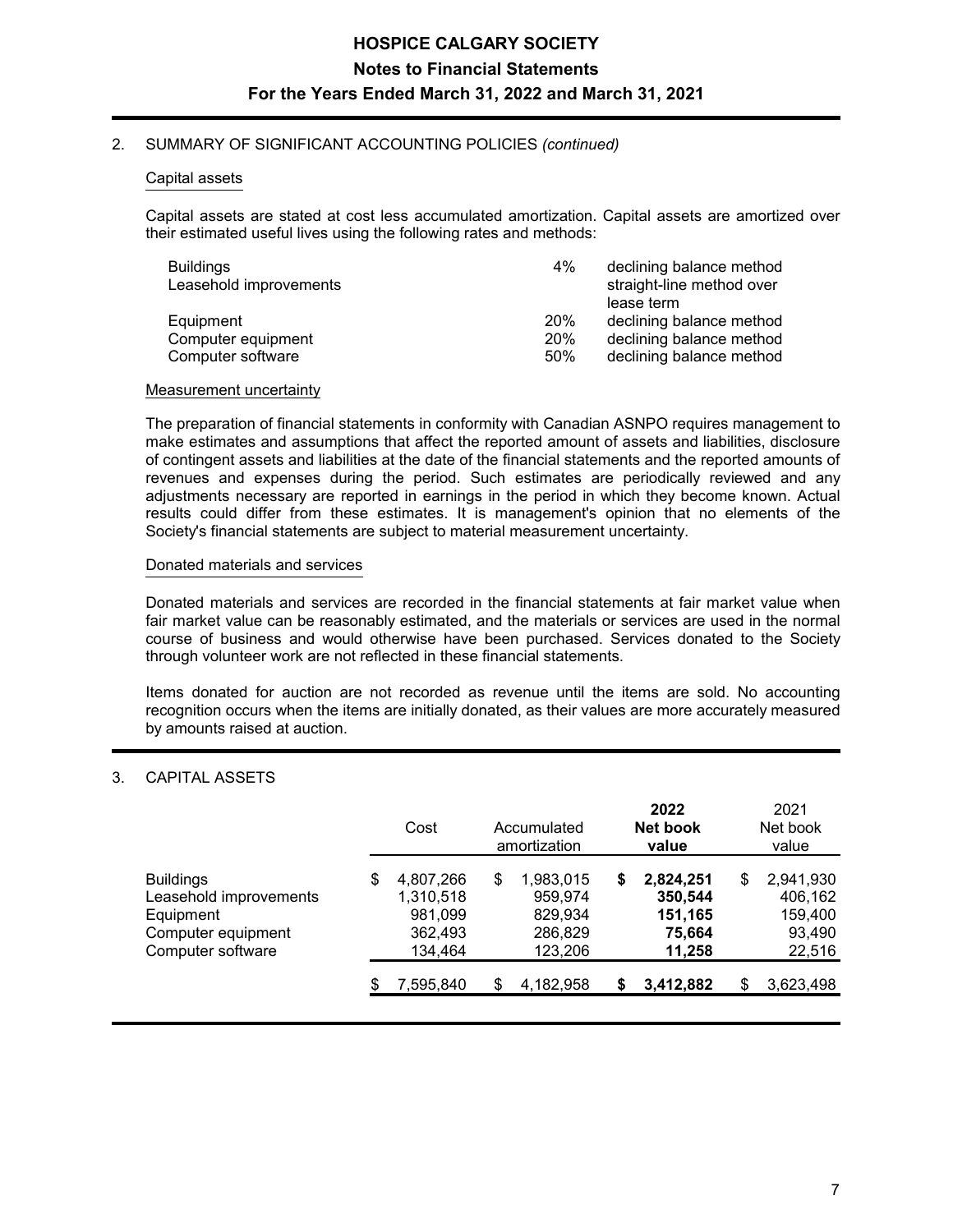# HOSPICE CALGARY SOCIETY

## Notes to Financial Statements

## For the Years Ended March 31, 2022 and March 31, 2021

2. SUMMARY OF SIGNIFICANT ACCOUNTING POLICIES *(continued)*

### Capital assets

Capital assets are stated at cost less accumulated amortization. Capital assets are amortized over their estimated useful lives using the following rates and methods:

| | | |
|---|---|---|
| Buildings | 4% | declining balance method |
| Leasehold improvements | | straight-line method over lease term |
| Equipment | 20% | declining balance method |
| Computer equipment | 20% | declining balance method |
| Computer software | 50% | declining balance method |

### Measurement uncertainty

The preparation of financial statements in conformity with Canadian ASNPO requires management to make estimates and assumptions that affect the reported amount of assets and liabilities, disclosure of contingent assets and liabilities at the date of the financial statements and the reported amounts of revenues and expenses during the period. Such estimates are periodically reviewed and any adjustments necessary are reported in earnings in the period in which they become known. Actual results could differ from these estimates. It is management's opinion that no elements of the Society's financial statements are subject to material measurement uncertainty.

### Donated materials and services

Donated materials and services are recorded in the financial statements at fair market value when fair market value can be reasonably estimated, and the materials or services are used in the normal course of business and would otherwise have been purchased. Services donated to the Society through volunteer work are not reflected in these financial statements.

Items donated for auction are not recorded as revenue until the items are sold. No accounting recognition occurs when the items are initially donated, as their values are more accurately measured by amounts raised at auction.

3. CAPITAL ASSETS

| | Cost | Accumulated amortization | **2022 Net book value** | 2021 Net book value |
|---|---|---|---|---|
| Buildings | $ 4,807,266 | $ 1,983,015 | **$ 2,824,251** | $ 2,941,930 |
| Leasehold improvements | 1,310,518 | 959,974 | **350,544** | 406,162 |
| Equipment | 981,099 | 829,934 | **151,165** | 159,400 |
| Computer equipment | 362,493 | 286,829 | **75,664** | 93,490 |
| Computer software | 134,464 | 123,206 | **11,258** | 22,516 |
| | $ 7,595,840 | $ 4,182,958 | **$ 3,412,882** | $ 3,623,498 |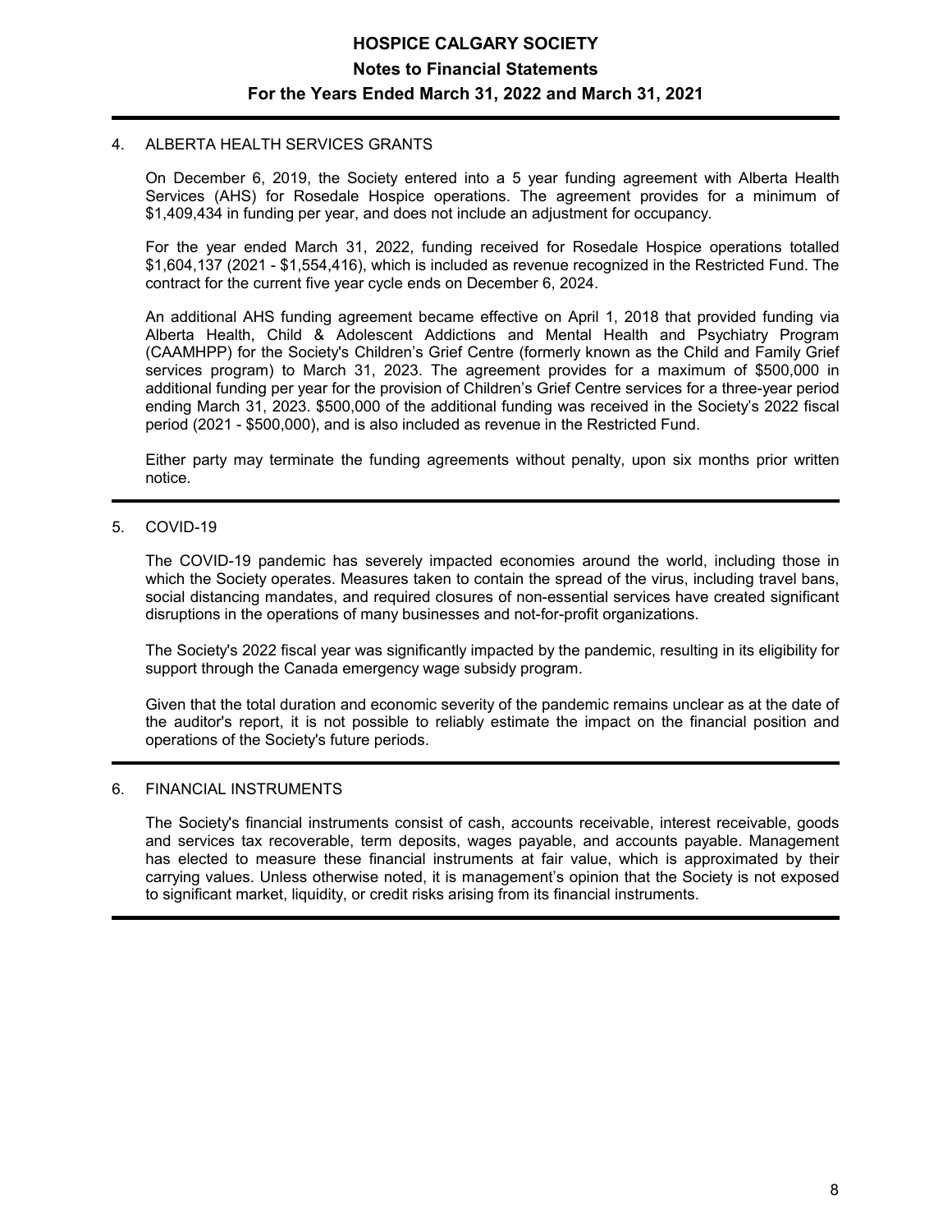# HOSPICE CALGARY SOCIETY
## Notes to Financial Statements
### For the Years Ended March 31, 2022 and March 31, 2021

4. ALBERTA HEALTH SERVICES GRANTS

On December 6, 2019, the Society entered into a 5 year funding agreement with Alberta Health Services (AHS) for Rosedale Hospice operations. The agreement provides for a minimum of $1,409,434 in funding per year, and does not include an adjustment for occupancy.

For the year ended March 31, 2022, funding received for Rosedale Hospice operations totalled $1,604,137 (2021 - $1,554,416), which is included as revenue recognized in the Restricted Fund. The contract for the current five year cycle ends on December 6, 2024.

An additional AHS funding agreement became effective on April 1, 2018 that provided funding via Alberta Health, Child & Adolescent Addictions and Mental Health and Psychiatry Program (CAAMHPP) for the Society's Children's Grief Centre (formerly known as the Child and Family Grief services program) to March 31, 2023. The agreement provides for a maximum of $500,000 in additional funding per year for the provision of Children's Grief Centre services for a three-year period ending March 31, 2023. $500,000 of the additional funding was received in the Society's 2022 fiscal period (2021 - $500,000), and is also included as revenue in the Restricted Fund.

Either party may terminate the funding agreements without penalty, upon six months prior written notice.

5. COVID-19

The COVID-19 pandemic has severely impacted economies around the world, including those in which the Society operates. Measures taken to contain the spread of the virus, including travel bans, social distancing mandates, and required closures of non-essential services have created significant disruptions in the operations of many businesses and not-for-profit organizations.

The Society's 2022 fiscal year was significantly impacted by the pandemic, resulting in its eligibility for support through the Canada emergency wage subsidy program.

Given that the total duration and economic severity of the pandemic remains unclear as at the date of the auditor's report, it is not possible to reliably estimate the impact on the financial position and operations of the Society's future periods.

6. FINANCIAL INSTRUMENTS

The Society's financial instruments consist of cash, accounts receivable, interest receivable, goods and services tax recoverable, term deposits, wages payable, and accounts payable. Management has elected to measure these financial instruments at fair value, which is approximated by their carrying values. Unless otherwise noted, it is management's opinion that the Society is not exposed to significant market, liquidity, or credit risks arising from its financial instruments.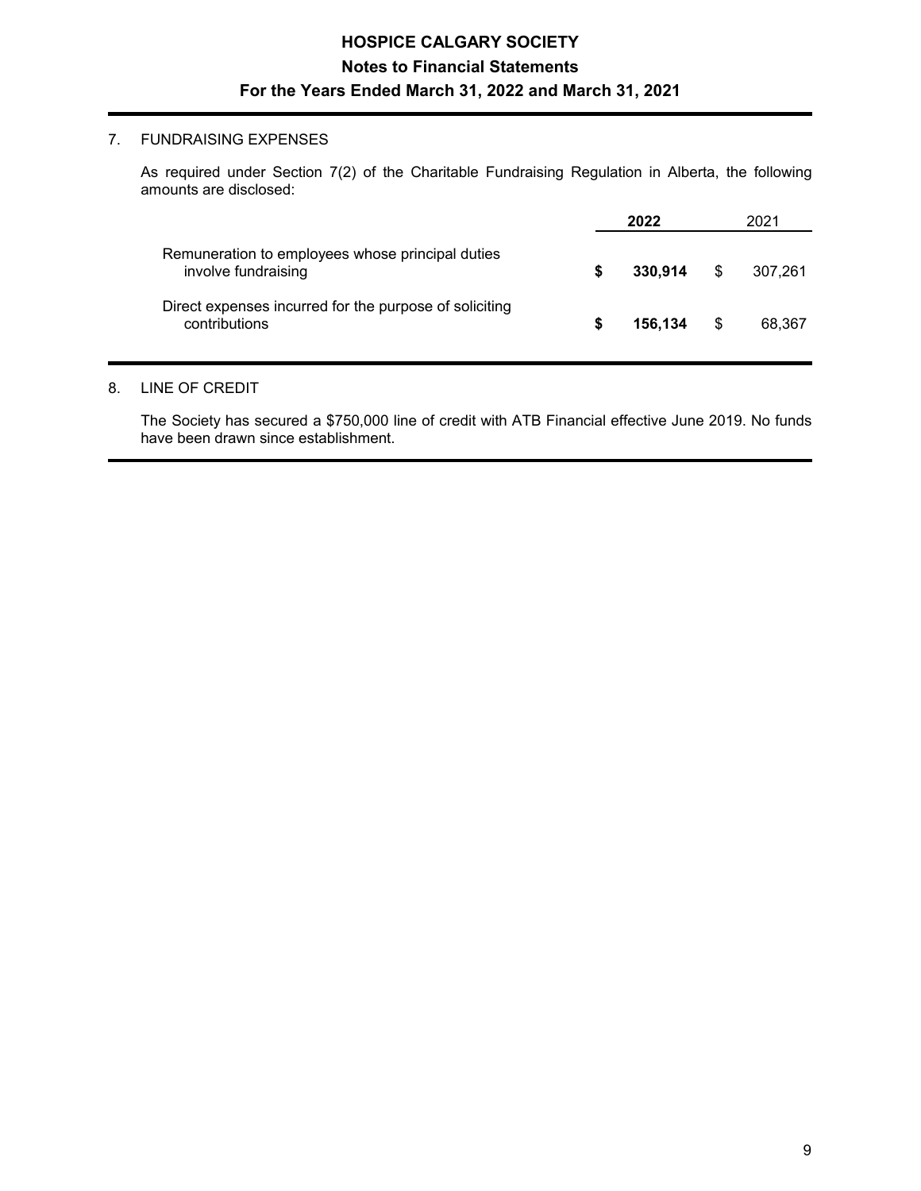# HOSPICE CALGARY SOCIETY

## Notes to Financial Statements

### For the Years Ended March 31, 2022 and March 31, 2021

7. FUNDRAISING EXPENSES

As required under Section 7(2) of the Charitable Fundraising Regulation in Alberta, the following amounts are disclosed:

| | **2022** | 2021 |
|---|---|---|
| Remuneration to employees whose principal duties involve fundraising | **$ 330,914** | $ 307,261 |
| Direct expenses incurred for the purpose of soliciting contributions | **$ 156,134** | $ 68,367 |

8. LINE OF CREDIT

The Society has secured a $750,000 line of credit with ATB Financial effective June 2019. No funds have been drawn since establishment.